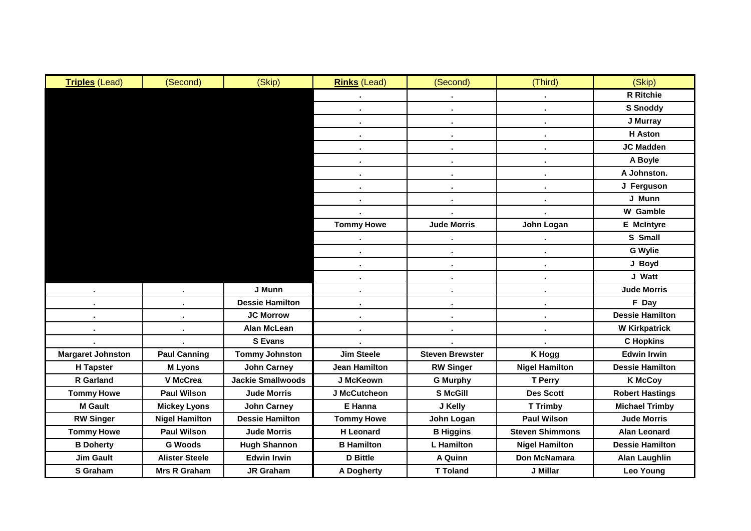| **Triples** (Lead) | (Second) | (Skip) | **Rinks** (Lead) | (Second) | (Third) | (Skip) |
|---|---|---|---|---|---|---|
| | | | . | . | . | R Ritchie |
| | | | . | . | . | S Snoddy |
| | | | . | . | . | J Murray |
| | | | . | . | . | H Aston |
| | | | . | . | . | JC Madden |
| | | | . | . | . | A Boyle |
| | | | . | . | . | A Johnston. |
| | | | . | . | . | J Ferguson |
| | | | . | . | . | J Munn |
| | | | . | . | . | W Gamble |
| | | | Tommy Howe | Jude Morris | John Logan | E McIntyre |
| | | | . | . | . | S Small |
| | | | . | . | . | G Wylie |
| | | | . | . | . | J Boyd |
| | | | . | . | . | J Watt |
| . | . | J Munn | . | . | . | Jude Morris |
| . | . | Dessie Hamilton | . | . | . | F Day |
| . | . | JC Morrow | . | . | . | Dessie Hamilton |
| . | . | Alan McLean | . | . | . | W Kirkpatrick |
| . | . | S Evans | . | . | . | C Hopkins |
| Margaret Johnston | Paul Canning | Tommy Johnston | Jim Steele | Steven Brewster | K Hogg | Edwin Irwin |
| H Tapster | M Lyons | John Carney | Jean Hamilton | RW Singer | Nigel Hamilton | Dessie Hamilton |
| R Garland | V McCrea | Jackie Smallwoods | J McKeown | G Murphy | T Perry | K McCoy |
| Tommy Howe | Paul Wilson | Jude Morris | J McCutcheon | S McGill | Des Scott | Robert Hastings |
| M Gault | Mickey Lyons | John Carney | E Hanna | J Kelly | T Trimby | Michael Trimby |
| RW Singer | Nigel Hamilton | Dessie Hamilton | Tommy Howe | John Logan | Paul Wilson | Jude Morris |
| Tommy Howe | Paul Wilson | Jude Morris | H Leonard | B Higgins | Steven Shimmons | Alan Leonard |
| B Doherty | G Woods | Hugh Shannon | B Hamilton | L Hamilton | Nigel Hamilton | Dessie Hamilton |
| Jim Gault | Alister Steele | Edwin Irwin | D Bittle | A Quinn | Don McNamara | Alan Laughlin |
| S Graham | Mrs R Graham | JR Graham | A Dogherty | T Toland | J Millar | Leo Young |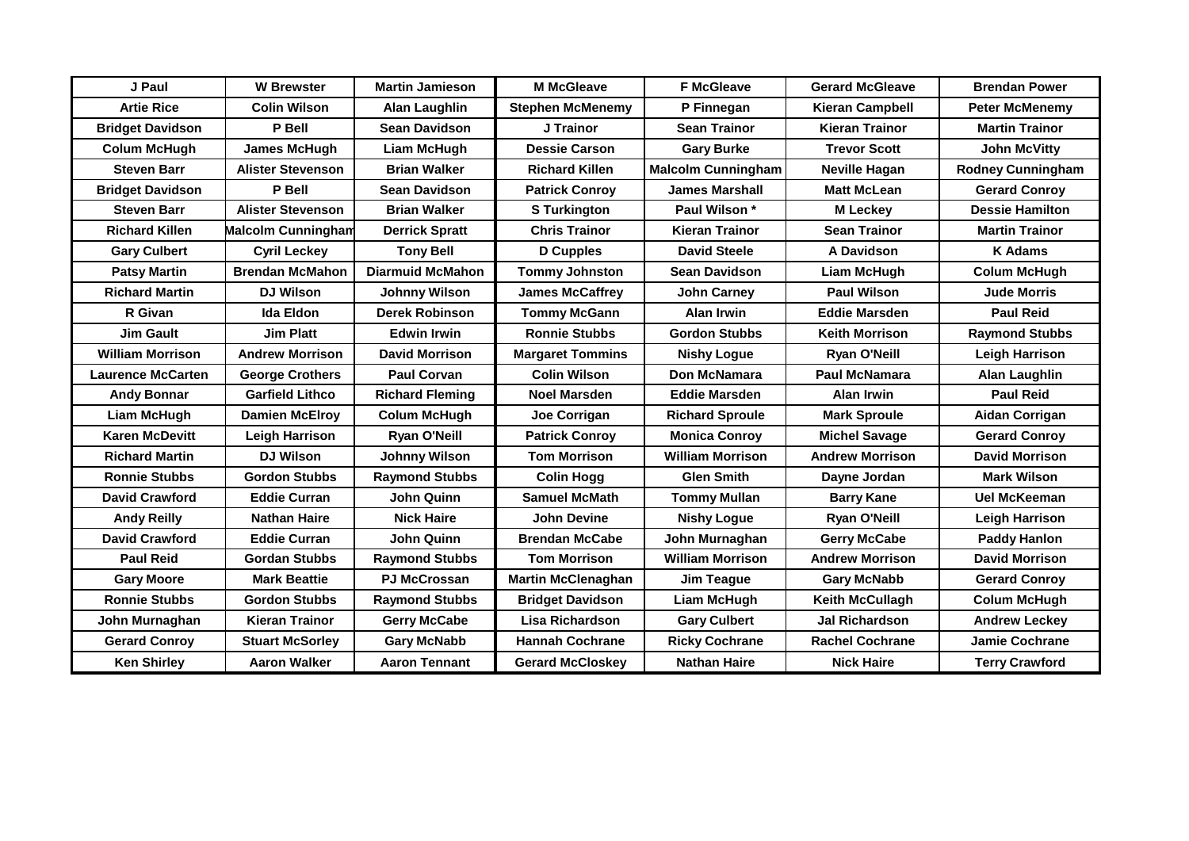| | | | | | | |
|---|---|---|---|---|---|---|
| **J Paul** | **W Brewster** | **Martin Jamieson** | **M McGleave** | **F McGleave** | **Gerard McGleave** | **Brendan Power** |
| **Artie Rice** | **Colin Wilson** | **Alan Laughlin** | **Stephen McMenemy** | **P Finnegan** | **Kieran Campbell** | **Peter McMenemy** |
| **Bridget Davidson** | **P Bell** | **Sean Davidson** | **J Trainor** | **Sean Trainor** | **Kieran Trainor** | **Martin Trainor** |
| **Colum McHugh** | **James McHugh** | **Liam McHugh** | **Dessie Carson** | **Gary Burke** | **Trevor Scott** | **John McVitty** |
| **Steven Barr** | **Alister Stevenson** | **Brian Walker** | **Richard Killen** | **Malcolm Cunningham** | **Neville Hagan** | **Rodney Cunningham** |
| **Bridget Davidson** | **P Bell** | **Sean Davidson** | **Patrick Conroy** | **James Marshall** | **Matt McLean** | **Gerard Conroy** |
| **Steven Barr** | **Alister Stevenson** | **Brian Walker** | **S Turkington** | **Paul Wilson *** | **M Leckey** | **Dessie Hamilton** |
| **Richard Killen** | **Malcolm Cunningham** | **Derrick Spratt** | **Chris Trainor** | **Kieran Trainor** | **Sean Trainor** | **Martin Trainor** |
| **Gary Culbert** | **Cyril Leckey** | **Tony Bell** | **D Cupples** | **David Steele** | **A Davidson** | **K Adams** |
| **Patsy Martin** | **Brendan McMahon** | **Diarmuid McMahon** | **Tommy Johnston** | **Sean Davidson** | **Liam McHugh** | **Colum McHugh** |
| **Richard Martin** | **DJ Wilson** | **Johnny Wilson** | **James McCaffrey** | **John Carney** | **Paul Wilson** | **Jude Morris** |
| **R Givan** | **Ida Eldon** | **Derek Robinson** | **Tommy McGann** | **Alan Irwin** | **Eddie Marsden** | **Paul Reid** |
| **Jim Gault** | **Jim Platt** | **Edwin Irwin** | **Ronnie Stubbs** | **Gordon Stubbs** | **Keith Morrison** | **Raymond Stubbs** |
| **William Morrison** | **Andrew Morrison** | **David Morrison** | **Margaret Tommins** | **Nishy Logue** | **Ryan O'Neill** | **Leigh Harrison** |
| **Laurence McCarten** | **George Crothers** | **Paul Corvan** | **Colin Wilson** | **Don McNamara** | **Paul McNamara** | **Alan Laughlin** |
| **Andy Bonnar** | **Garfield Lithco** | **Richard Fleming** | **Noel Marsden** | **Eddie Marsden** | **Alan Irwin** | **Paul Reid** |
| **Liam McHugh** | **Damien McElroy** | **Colum McHugh** | **Joe Corrigan** | **Richard Sproule** | **Mark Sproule** | **Aidan Corrigan** |
| **Karen McDevitt** | **Leigh Harrison** | **Ryan O'Neill** | **Patrick Conroy** | **Monica Conroy** | **Michel Savage** | **Gerard Conroy** |
| **Richard Martin** | **DJ Wilson** | **Johnny Wilson** | **Tom Morrison** | **William Morrison** | **Andrew Morrison** | **David Morrison** |
| **Ronnie Stubbs** | **Gordon Stubbs** | **Raymond Stubbs** | **Colin Hogg** | **Glen Smith** | **Dayne Jordan** | **Mark Wilson** |
| **David Crawford** | **Eddie Curran** | **John Quinn** | **Samuel McMath** | **Tommy Mullan** | **Barry Kane** | **Uel McKeeman** |
| **Andy Reilly** | **Nathan Haire** | **Nick Haire** | **John Devine** | **Nishy Logue** | **Ryan O'Neill** | **Leigh Harrison** |
| **David Crawford** | **Eddie Curran** | **John Quinn** | **Brendan McCabe** | **John Murnaghan** | **Gerry McCabe** | **Paddy Hanlon** |
| **Paul Reid** | **Gordan Stubbs** | **Raymond Stubbs** | **Tom Morrison** | **William Morrison** | **Andrew Morrison** | **David Morrison** |
| **Gary Moore** | **Mark Beattie** | **PJ McCrossan** | **Martin McClenaghan** | **Jim Teague** | **Gary McNabb** | **Gerard Conroy** |
| **Ronnie Stubbs** | **Gordon Stubbs** | **Raymond Stubbs** | **Bridget Davidson** | **Liam McHugh** | **Keith McCullagh** | **Colum McHugh** |
| **John Murnaghan** | **Kieran Trainor** | **Gerry McCabe** | **Lisa Richardson** | **Gary Culbert** | **Jal Richardson** | **Andrew Leckey** |
| **Gerard Conroy** | **Stuart McSorley** | **Gary McNabb** | **Hannah Cochrane** | **Ricky Cochrane** | **Rachel Cochrane** | **Jamie Cochrane** |
| **Ken Shirley** | **Aaron Walker** | **Aaron Tennant** | **Gerard McCloskey** | **Nathan Haire** | **Nick Haire** | **Terry Crawford** |